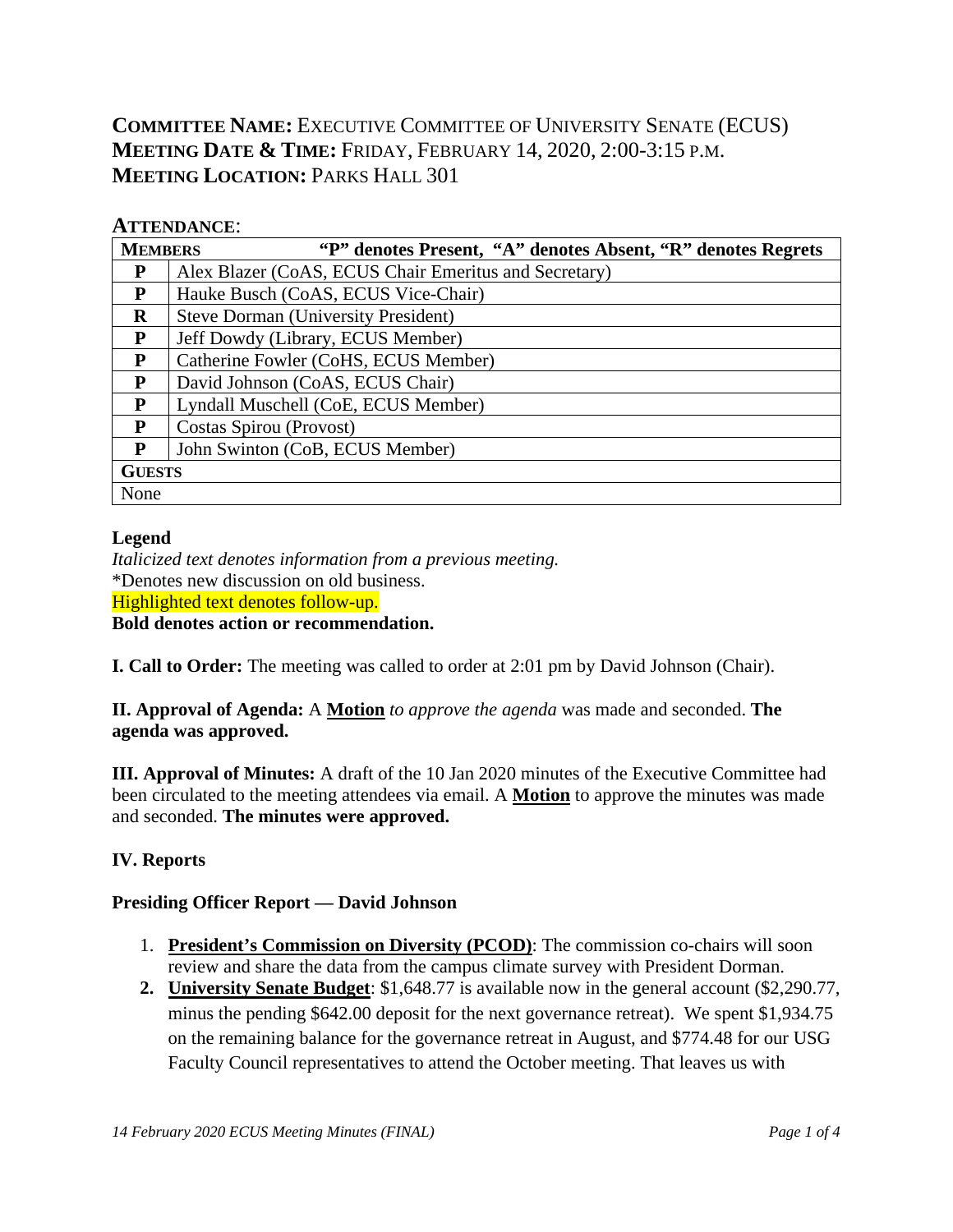**COMMITTEE NAME:** EXECUTIVE COMMITTEE OF UNIVERSITY SENATE (ECUS)
**MEETING DATE & TIME:** FRIDAY, FEBRUARY 14, 2020, 2:00-3:15 P.M.
**MEETING LOCATION:** PARKS HALL 301

## ATTENDANCE:

| **MEMBERS** | **"P" denotes Present, "A" denotes Absent, "R" denotes Regrets** |
|---|---|
| **P** | Alex Blazer (CoAS, ECUS Chair Emeritus and Secretary) |
| **P** | Hauke Busch (CoAS, ECUS Vice-Chair) |
| **R** | Steve Dorman (University President) |
| **P** | Jeff Dowdy (Library, ECUS Member) |
| **P** | Catherine Fowler (CoHS, ECUS Member) |
| **P** | David Johnson (CoAS, ECUS Chair) |
| **P** | Lyndall Muschell (CoE, ECUS Member) |
| **P** | Costas Spirou (Provost) |
| **P** | John Swinton (CoB, ECUS Member) |
| **GUESTS** | |
| None | |

**Legend**
*Italicized text denotes information from a previous meeting.*
*Denotes new discussion on old business.
Highlighted text denotes follow-up.
**Bold denotes action or recommendation.**

**I. Call to Order:** The meeting was called to order at 2:01 pm by David Johnson (Chair).

**II. Approval of Agenda:** A **Motion** *to approve the agenda* was made and seconded. **The agenda was approved.**

**III. Approval of Minutes:** A draft of the 10 Jan 2020 minutes of the Executive Committee had been circulated to the meeting attendees via email. A **Motion** to approve the minutes was made and seconded. **The minutes were approved.**

**IV. Reports**

**Presiding Officer Report — David Johnson**

1. **President's Commission on Diversity (PCOD)**: The commission co-chairs will soon review and share the data from the campus climate survey with President Dorman.
2. **University Senate Budget**: $1,648.77 is available now in the general account ($2,290.77, minus the pending $642.00 deposit for the next governance retreat). We spent $1,934.75 on the remaining balance for the governance retreat in August, and $774.48 for our USG Faculty Council representatives to attend the October meeting. That leaves us with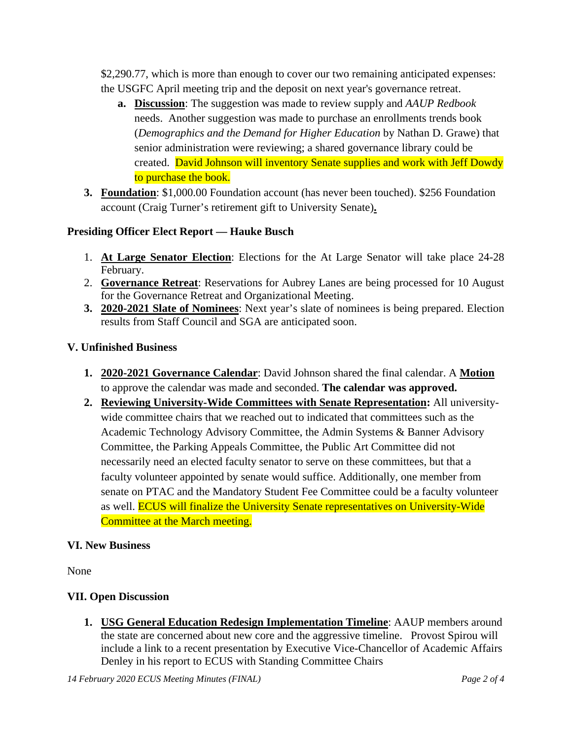$2,290.77, which is more than enough to cover our two remaining anticipated expenses: the USGFC April meeting trip and the deposit on next year's governance retreat.

   a. **Discussion**: The suggestion was made to review supply and *AAUP Redbook* needs. Another suggestion was made to purchase an enrollments trends book (*Demographics and the Demand for Higher Education* by Nathan D. Grawe) that senior administration were reviewing; a shared governance library could be created. David Johnson will inventory Senate supplies and work with Jeff Dowdy to purchase the book.

3. **Foundation**: $1,000.00 Foundation account (has never been touched). $256 Foundation account (Craig Turner's retirement gift to University Senate).

**Presiding Officer Elect Report — Hauke Busch**

1. **At Large Senator Election**: Elections for the At Large Senator will take place 24-28 February.
2. **Governance Retreat**: Reservations for Aubrey Lanes are being processed for 10 August for the Governance Retreat and Organizational Meeting.
3. **2020-2021 Slate of Nominees**: Next year's slate of nominees is being prepared. Election results from Staff Council and SGA are anticipated soon.

**V. Unfinished Business**

1. **2020-2021 Governance Calendar**: David Johnson shared the final calendar. A **Motion** to approve the calendar was made and seconded. **The calendar was approved.**
2. **Reviewing University-Wide Committees with Senate Representation:** All university-wide committee chairs that we reached out to indicated that committees such as the Academic Technology Advisory Committee, the Admin Systems & Banner Advisory Committee, the Parking Appeals Committee, the Public Art Committee did not necessarily need an elected faculty senator to serve on these committees, but that a faculty volunteer appointed by senate would suffice. Additionally, one member from senate on PTAC and the Mandatory Student Fee Committee could be a faculty volunteer as well. ECUS will finalize the University Senate representatives on University-Wide Committee at the March meeting.

**VI. New Business**

None

**VII. Open Discussion**

1. **USG General Education Redesign Implementation Timeline**: AAUP members around the state are concerned about new core and the aggressive timeline. Provost Spirou will include a link to a recent presentation by Executive Vice-Chancellor of Academic Affairs Denley in his report to ECUS with Standing Committee Chairs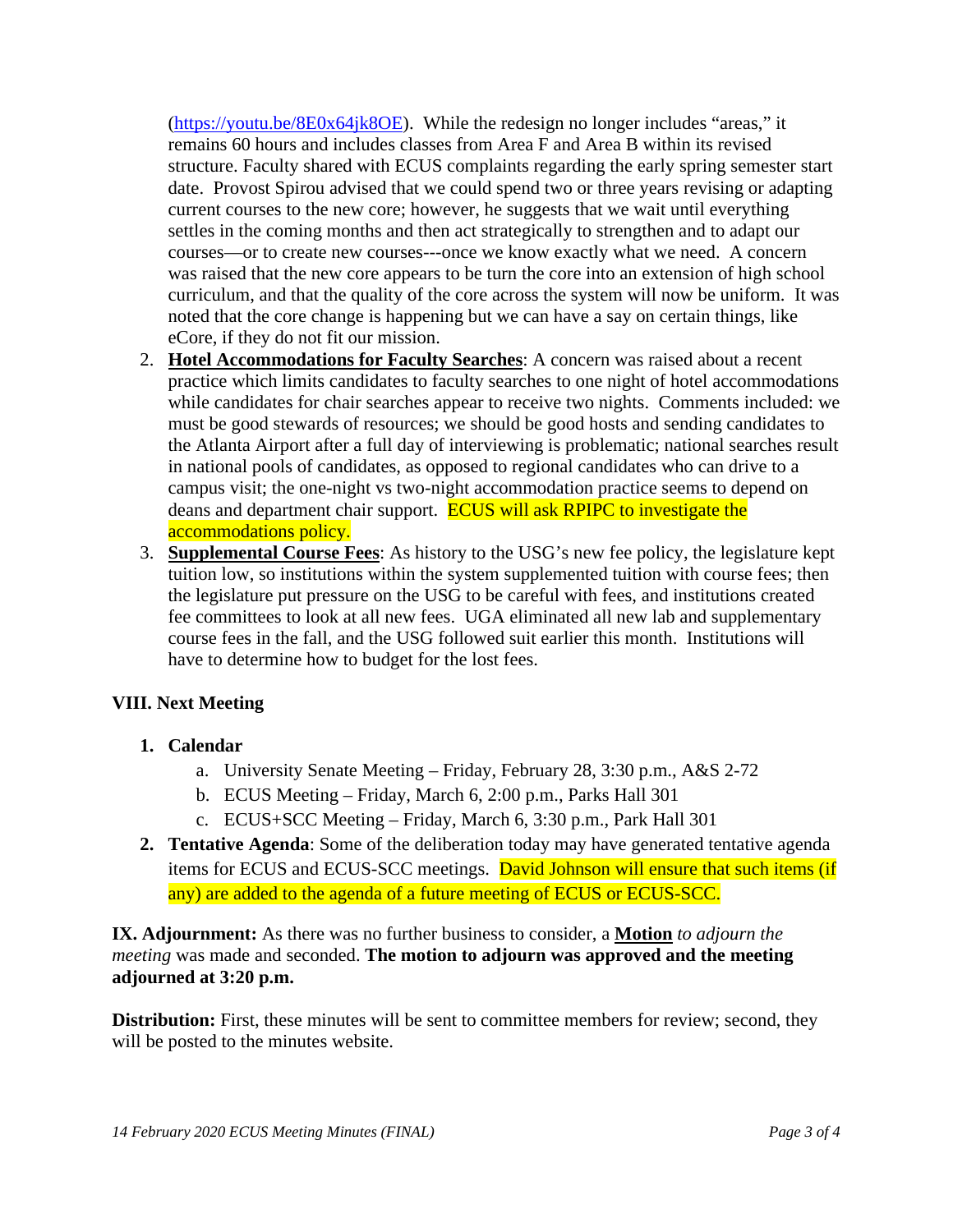(https://youtu.be/8E0x64jk8OE). While the redesign no longer includes "areas," it remains 60 hours and includes classes from Area F and Area B within its revised structure. Faculty shared with ECUS complaints regarding the early spring semester start date. Provost Spirou advised that we could spend two or three years revising or adapting current courses to the new core; however, he suggests that we wait until everything settles in the coming months and then act strategically to strengthen and to adapt our courses—or to create new courses---once we know exactly what we need. A concern was raised that the new core appears to be turn the core into an extension of high school curriculum, and that the quality of the core across the system will now be uniform. It was noted that the core change is happening but we can have a say on certain things, like eCore, if they do not fit our mission.

2. **Hotel Accommodations for Faculty Searches**: A concern was raised about a recent practice which limits candidates to faculty searches to one night of hotel accommodations while candidates for chair searches appear to receive two nights. Comments included: we must be good stewards of resources; we should be good hosts and sending candidates to the Atlanta Airport after a full day of interviewing is problematic; national searches result in national pools of candidates, as opposed to regional candidates who can drive to a campus visit; the one-night vs two-night accommodation practice seems to depend on deans and department chair support. ECUS will ask RPIPC to investigate the accommodations policy.
3. **Supplemental Course Fees**: As history to the USG's new fee policy, the legislature kept tuition low, so institutions within the system supplemented tuition with course fees; then the legislature put pressure on the USG to be careful with fees, and institutions created fee committees to look at all new fees. UGA eliminated all new lab and supplementary course fees in the fall, and the USG followed suit earlier this month. Institutions will have to determine how to budget for the lost fees.

**VIII. Next Meeting**

1. **Calendar**
   a. University Senate Meeting – Friday, February 28, 3:30 p.m., A&S 2-72
   b. ECUS Meeting – Friday, March 6, 2:00 p.m., Parks Hall 301
   c. ECUS+SCC Meeting – Friday, March 6, 3:30 p.m., Park Hall 301
2. **Tentative Agenda**: Some of the deliberation today may have generated tentative agenda items for ECUS and ECUS-SCC meetings. David Johnson will ensure that such items (if any) are added to the agenda of a future meeting of ECUS or ECUS-SCC.

**IX. Adjournment:** As there was no further business to consider, a **Motion** *to adjourn the meeting* was made and seconded. **The motion to adjourn was approved and the meeting adjourned at 3:20 p.m.**

**Distribution:** First, these minutes will be sent to committee members for review; second, they will be posted to the minutes website.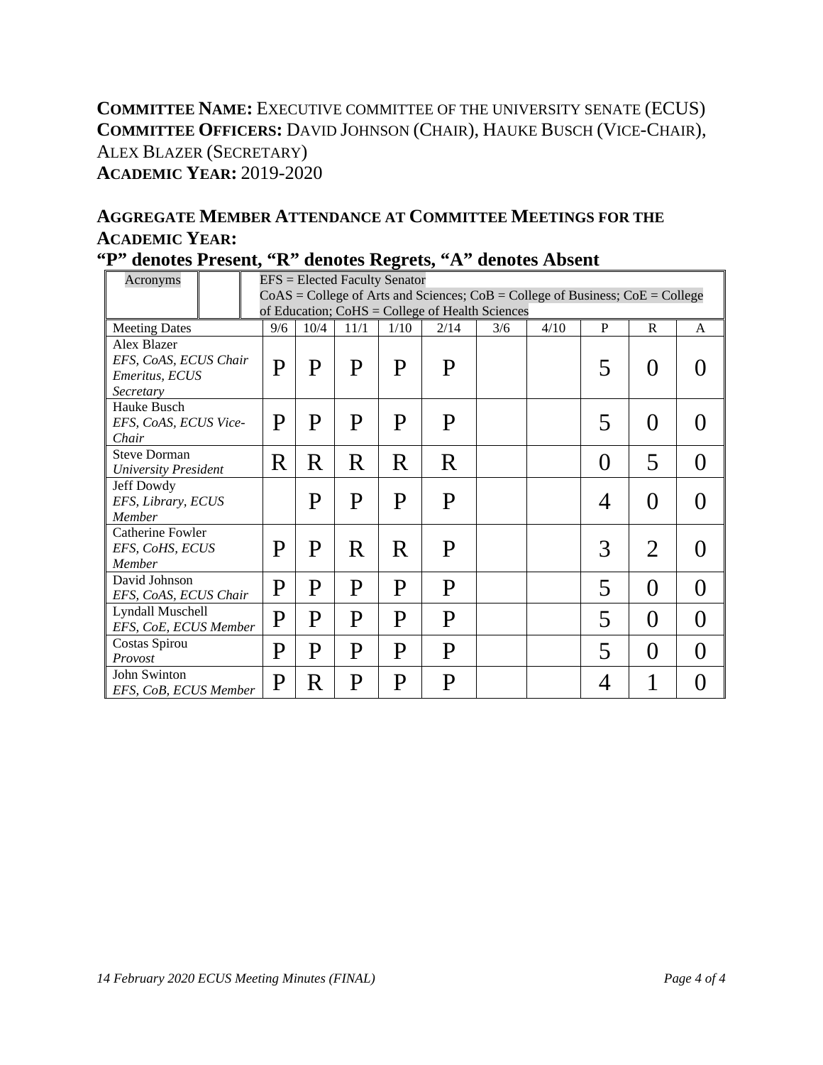**COMMITTEE NAME:** EXECUTIVE COMMITTEE OF THE UNIVERSITY SENATE (ECUS)
**COMMITTEE OFFICERS:** DAVID JOHNSON (CHAIR), HAUKE BUSCH (VICE-CHAIR), ALEX BLAZER (SECRETARY)
**ACADEMIC YEAR:** 2019-2020

## AGGREGATE MEMBER ATTENDANCE AT COMMITTEE MEETINGS FOR THE ACADEMIC YEAR:

## "P" denotes Present, "R" denotes Regrets, "A" denotes Absent

| Acronyms | EFS = Elected Faculty Senator<br>CoAS = College of Arts and Sciences; CoB = College of Business; CoE = College of Education; CoHS = College of Health Sciences | | | | | | | | | |
|---|---|---|---|---|---|---|---|---|---|---|
| Meeting Dates | 9/6 | 10/4 | 11/1 | 1/10 | 2/14 | 3/6 | 4/10 | P | R | A |
| Alex Blazer<br>*EFS, CoAS, ECUS Chair Emeritus, ECUS Secretary* | P | P | P | P | P | | | 5 | 0 | 0 |
| Hauke Busch<br>*EFS, CoAS, ECUS Vice-Chair* | P | P | P | P | P | | | 5 | 0 | 0 |
| Steve Dorman<br>*University President* | R | R | R | R | R | | | 0 | 5 | 0 |
| Jeff Dowdy<br>*EFS, Library, ECUS Member* | | P | P | P | P | | | 4 | 0 | 0 |
| Catherine Fowler<br>*EFS, CoHS, ECUS Member* | P | P | R | R | P | | | 3 | 2 | 0 |
| David Johnson<br>*EFS, CoAS, ECUS Chair* | P | P | P | P | P | | | 5 | 0 | 0 |
| Lyndall Muschell<br>*EFS, CoE, ECUS Member* | P | P | P | P | P | | | 5 | 0 | 0 |
| Costas Spirou<br>*Provost* | P | P | P | P | P | | | 5 | 0 | 0 |
| John Swinton<br>*EFS, CoB, ECUS Member* | P | R | P | P | P | | | 4 | 1 | 0 |